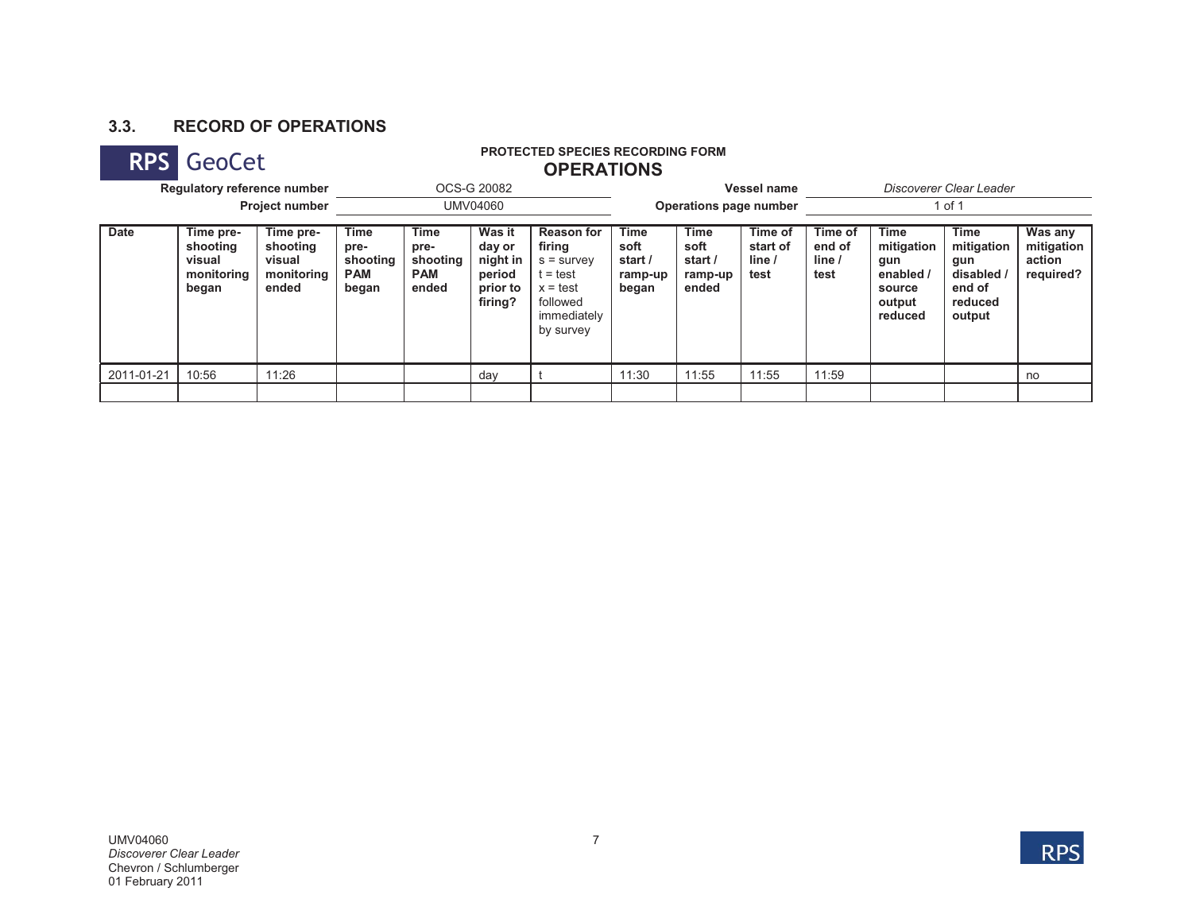### 3.3. RECORD OF OPERATIONS

RPS GeoCet

PROTECTED SPECIES RECORDING FORM

**OPERATIONS**

| | | | |
|---|---|---|---|
| **Regulatory reference number** | OCS-G 20082 | **Vessel name** | *Discoverer Clear Leader* |
| **Project number** | UMV04060 | **Operations page number** | 1 of 1 |

| Date | Time pre-shooting visual monitoring began | Time pre-shooting visual monitoring ended | Time pre-shooting PAM began | Time pre-shooting PAM ended | Was it day or night in period prior to firing? | Reason for firing s = survey t = test x = test followed immediately by survey | Time soft start / ramp-up began | Time soft start / ramp-up ended | Time of start of line / test | Time of end of line / test | Time mitigation gun enabled / source output reduced | Time mitigation gun disabled / end of reduced output | Was any mitigation action required? |
|---|---|---|---|---|---|---|---|---|---|---|---|---|---|
| 2011-01-21 | 10:56 | 11:26 | | | day | t | 11:30 | 11:55 | 11:55 | 11:59 | | | no |
| | | | | | | | | | | | | | |

UMV04060
*Discoverer Clear Leader*
Chevron / Schlumberger
01 February 2011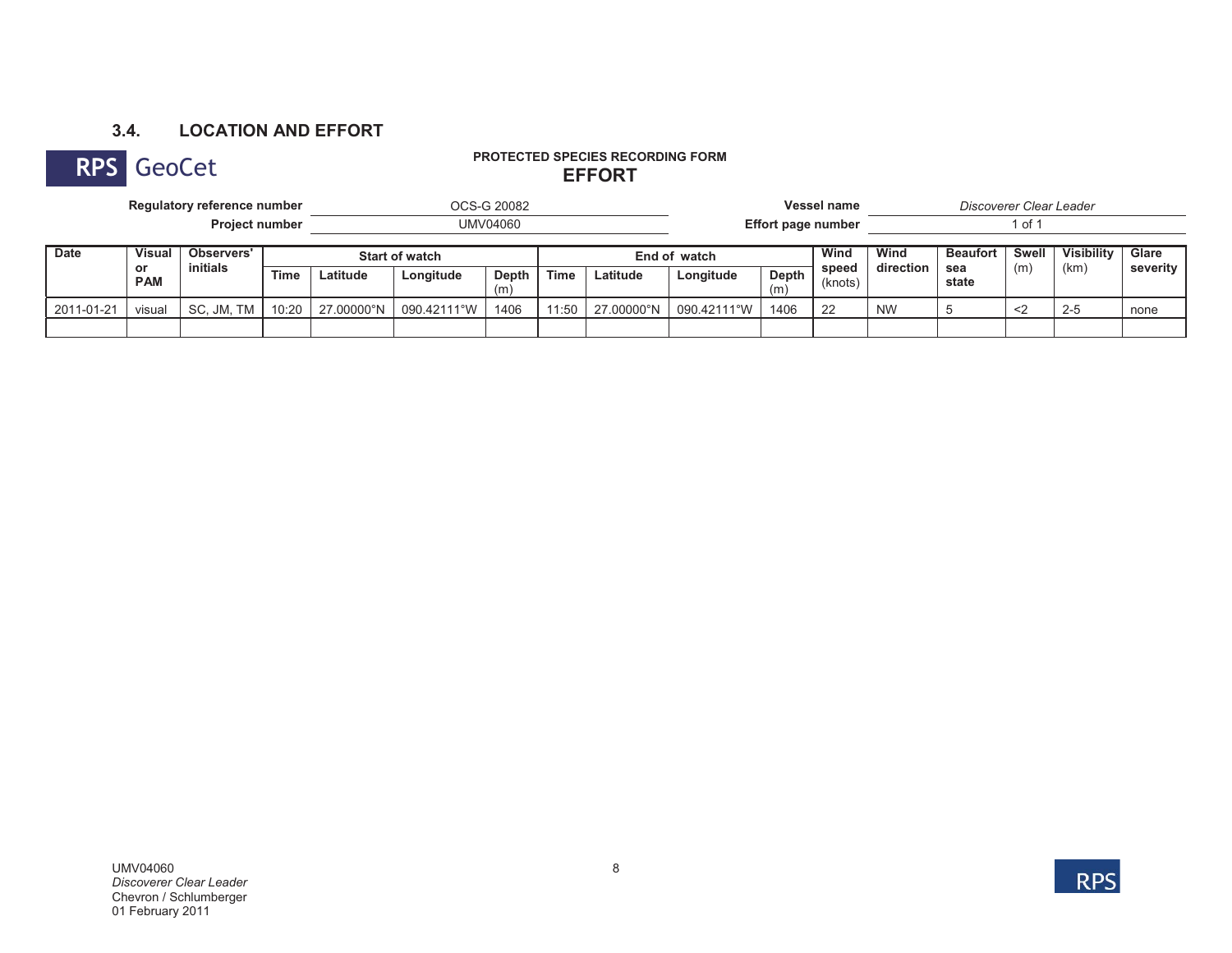### 3.4. LOCATION AND EFFORT

RPS GeoCet

**PROTECTED SPECIES RECORDING FORM**

**EFFORT**

**Regulatory reference number** OCS-G 20082

**Project number** UMV04060

**Vessel name** *Discoverer Clear Leader*

**Effort page number** 1 of 1

| Date | Visual or PAM | Observers' initials | Start of watch | | | | End of watch | | | | Wind speed (knots) | Wind direction | Beaufort sea state | Swell (m) | Visibility (km) | Glare severity |
|---|---|---|---|---|---|---|---|---|---|---|---|---|---|---|---|---|
| | | | Time | Latitude | Longitude | Depth (m) | Time | Latitude | Longitude | Depth (m) | | | | | | |
| 2011-01-21 | visual | SC, JM, TM | 10:20 | 27.00000°N | 090.42111°W | 1406 | 11:50 | 27.00000°N | 090.42111°W | 1406 | 22 | NW | 5 | <2 | 2-5 | none |
| | | | | | | | | | | | | | | | | |